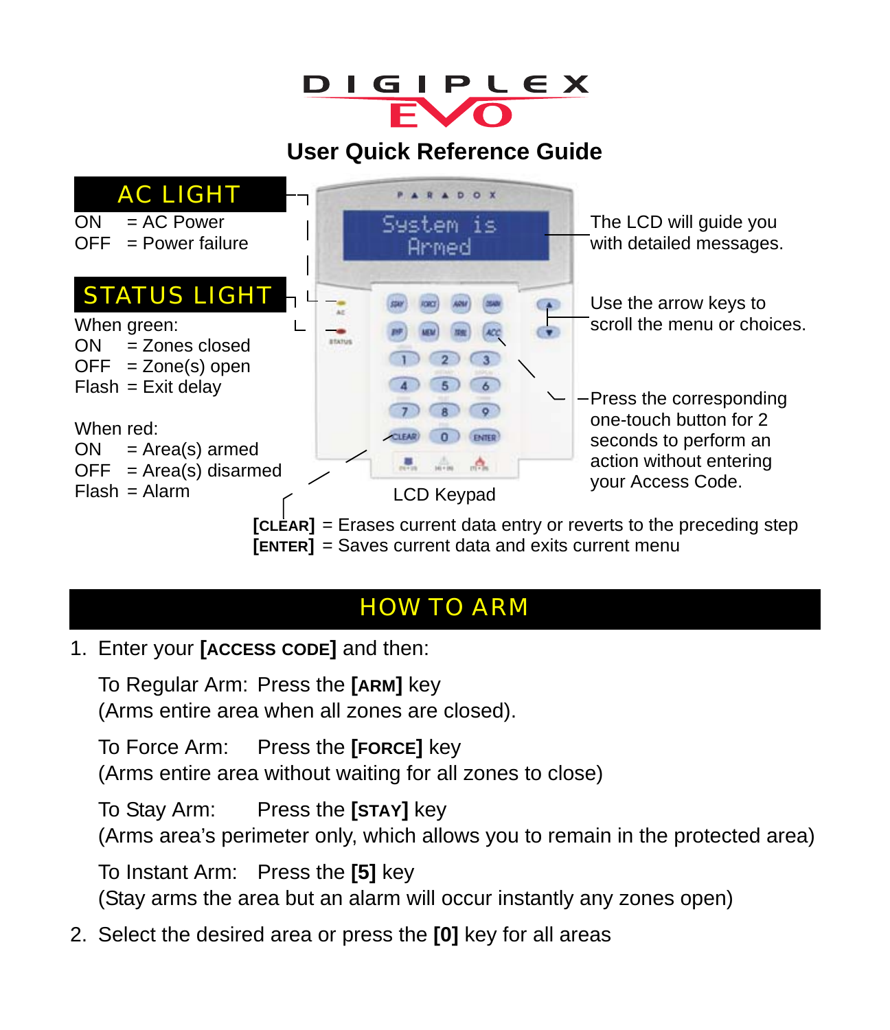# DIGIPLEX EVO

## User Quick Reference Guide

### AC LIGHT

ON = AC Power
OFF = Power failure

### STATUS LIGHT

When green:
ON = Zones closed
OFF = Zone(s) open
Flash = Exit delay

When red:
ON = Area(s) armed
OFF = Area(s) disarmed
Flash = Alarm

The LCD will guide you with detailed messages.

Use the arrow keys to scroll the menu or choices.

Press the corresponding one-touch button for 2 seconds to perform an action without entering your Access Code.

LCD Keypad

**[CLEAR]** = Erases current data entry or reverts to the preceding step
**[ENTER]** = Saves current data and exits current menu

## HOW TO ARM

1. Enter your **[ACCESS CODE]** and then:

   To Regular Arm: Press the **[ARM]** key
   (Arms entire area when all zones are closed).

   To Force Arm: Press the **[FORCE]** key
   (Arms entire area without waiting for all zones to close)

   To Stay Arm: Press the **[STAY]** key
   (Arms area's perimeter only, which allows you to remain in the protected area)

   To Instant Arm: Press the **[5]** key
   (Stay arms the area but an alarm will occur instantly any zones open)

2. Select the desired area or press the **[0]** key for all areas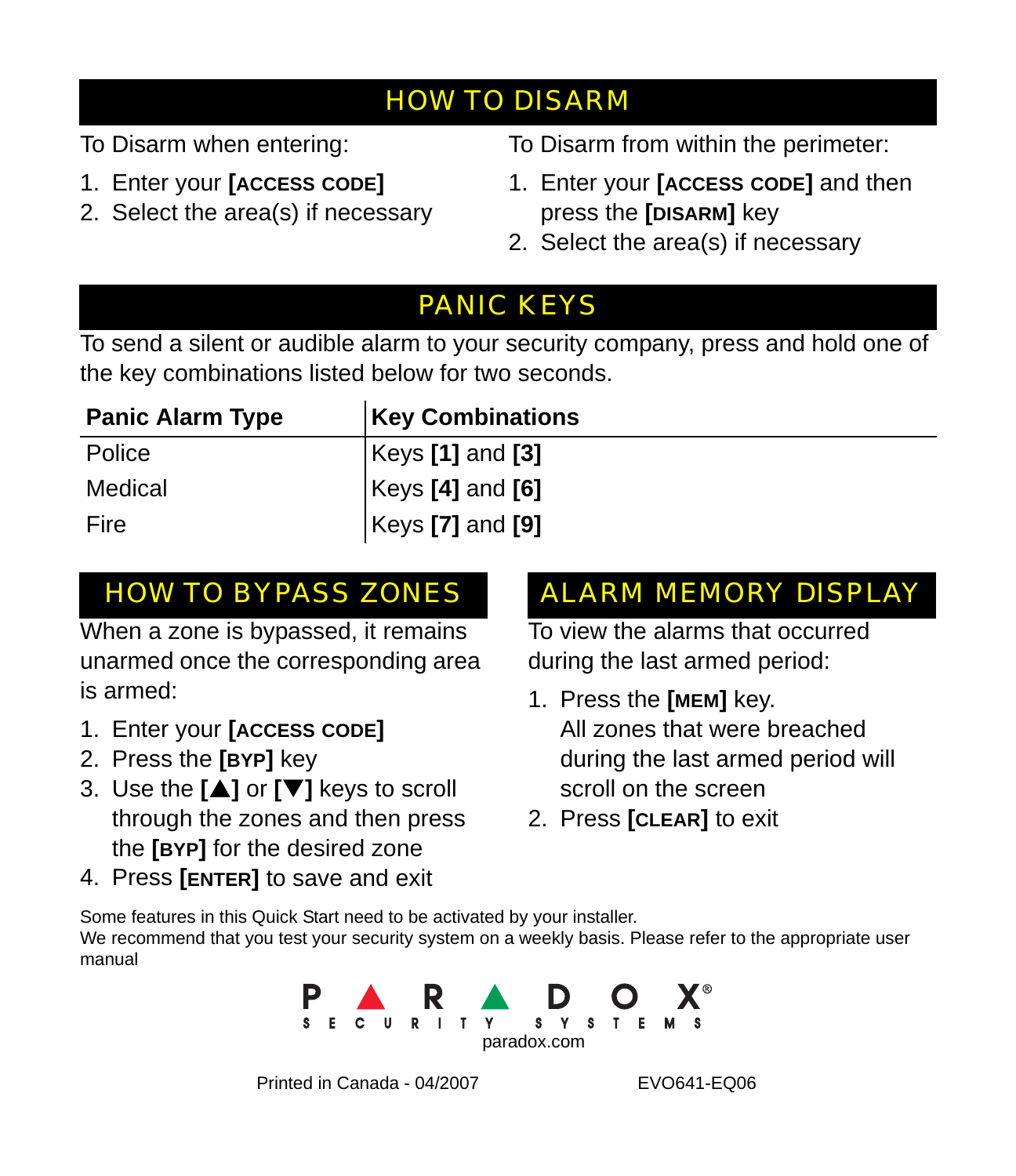## HOW TO DISARM

To Disarm when entering:

1. Enter your **[ACCESS CODE]**
2. Select the area(s) if necessary

To Disarm from within the perimeter:

1. Enter your **[ACCESS CODE]** and then press the **[DISARM]** key
2. Select the area(s) if necessary

## PANIC KEYS

To send a silent or audible alarm to your security company, press and hold one of the key combinations listed below for two seconds.

| Panic Alarm Type | Key Combinations |
|---|---|
| Police | Keys **[1]** and **[3]** |
| Medical | Keys **[4]** and **[6]** |
| Fire | Keys **[7]** and **[9]** |

## HOW TO BYPASS ZONES

When a zone is bypassed, it remains unarmed once the corresponding area is armed:

1. Enter your **[ACCESS CODE]**
2. Press the **[BYP]** key
3. Use the **[▲]** or **[▼]** keys to scroll through the zones and then press the **[BYP]** for the desired zone
4. Press **[ENTER]** to save and exit

## ALARM MEMORY DISPLAY

To view the alarms that occurred during the last armed period:

1. Press the **[MEM]** key.
   All zones that were breached during the last armed period will scroll on the screen
2. Press **[CLEAR]** to exit

Some features in this Quick Start need to be activated by your installer.
We recommend that you test your security system on a weekly basis. Please refer to the appropriate user manual

PARADOX®
SECURITY SYSTEMS
paradox.com

Printed in Canada - 04/2007 EVO641-EQ06